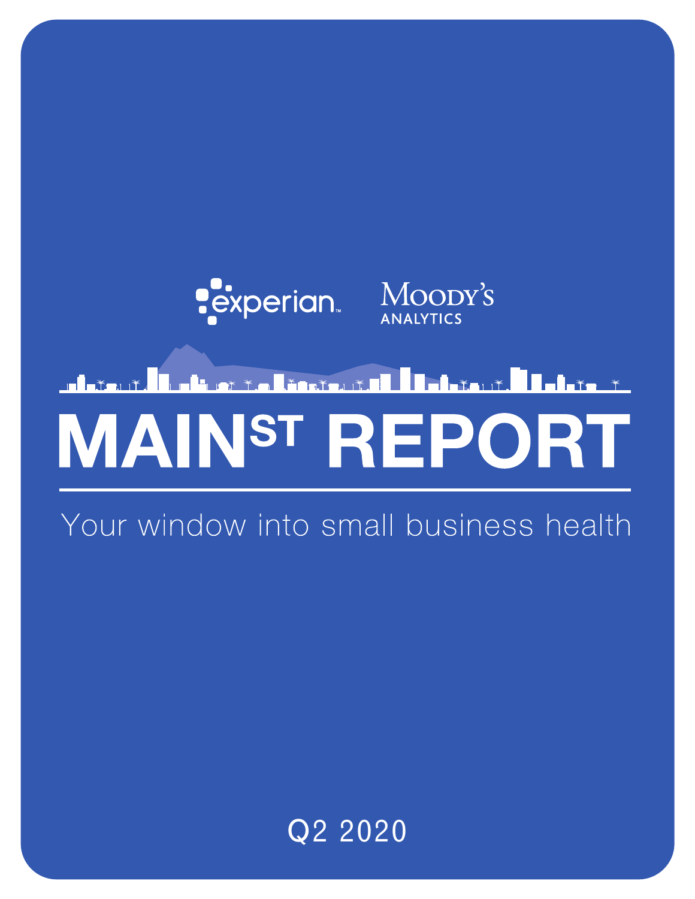experian.

MOODY'S ANALYTICS

# MAIN ST REPORT

Your window into small business health

Q2 2020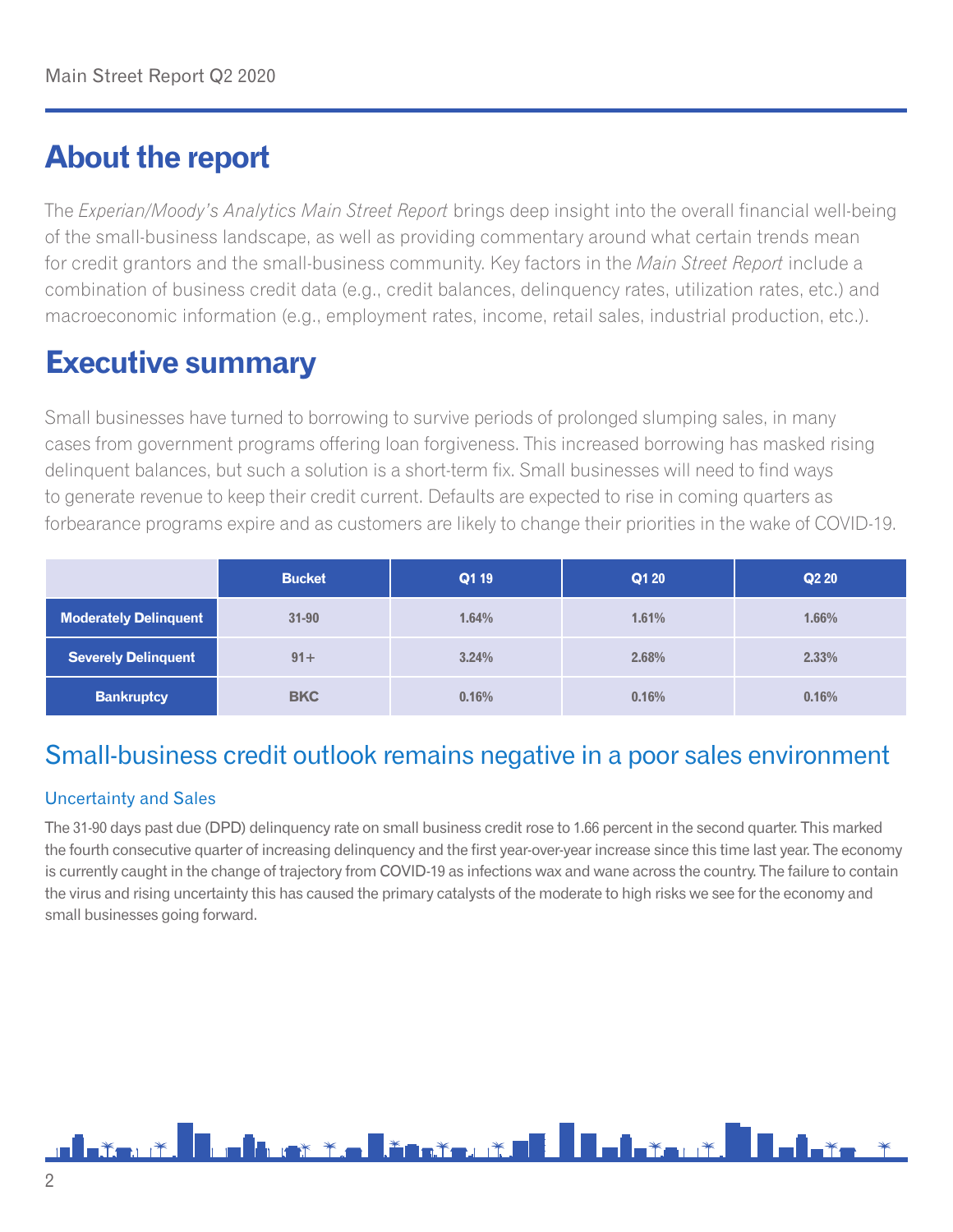## About the report

The *Experian/Moody's Analytics Main Street Report* brings deep insight into the overall financial well-being of the small-business landscape, as well as providing commentary around what certain trends mean for credit grantors and the small-business community. Key factors in the *Main Street Report* include a combination of business credit data (e.g., credit balances, delinquency rates, utilization rates, etc.) and macroeconomic information (e.g., employment rates, income, retail sales, industrial production, etc.).

## Executive summary

Small businesses have turned to borrowing to survive periods of prolonged slumping sales, in many cases from government programs offering loan forgiveness. This increased borrowing has masked rising delinquent balances, but such a solution is a short-term fix. Small businesses will need to find ways to generate revenue to keep their credit current. Defaults are expected to rise in coming quarters as forbearance programs expire and as customers are likely to change their priorities in the wake of COVID-19.

| | Bucket | Q1 19 | Q1 20 | Q2 20 |
|---|---|---|---|---|
| **Moderately Delinquent** | 31-90 | 1.64% | 1.61% | 1.66% |
| **Severely Delinquent** | 91+ | 3.24% | 2.68% | 2.33% |
| **Bankruptcy** | BKC | 0.16% | 0.16% | 0.16% |

### Small-business credit outlook remains negative in a poor sales environment

#### Uncertainty and Sales

The 31-90 days past due (DPD) delinquency rate on small business credit rose to 1.66 percent in the second quarter. This marked the fourth consecutive quarter of increasing delinquency and the first year-over-year increase since this time last year. The economy is currently caught in the change of trajectory from COVID-19 as infections wax and wane across the country. The failure to contain the virus and rising uncertainty this has caused the primary catalysts of the moderate to high risks we see for the economy and small businesses going forward.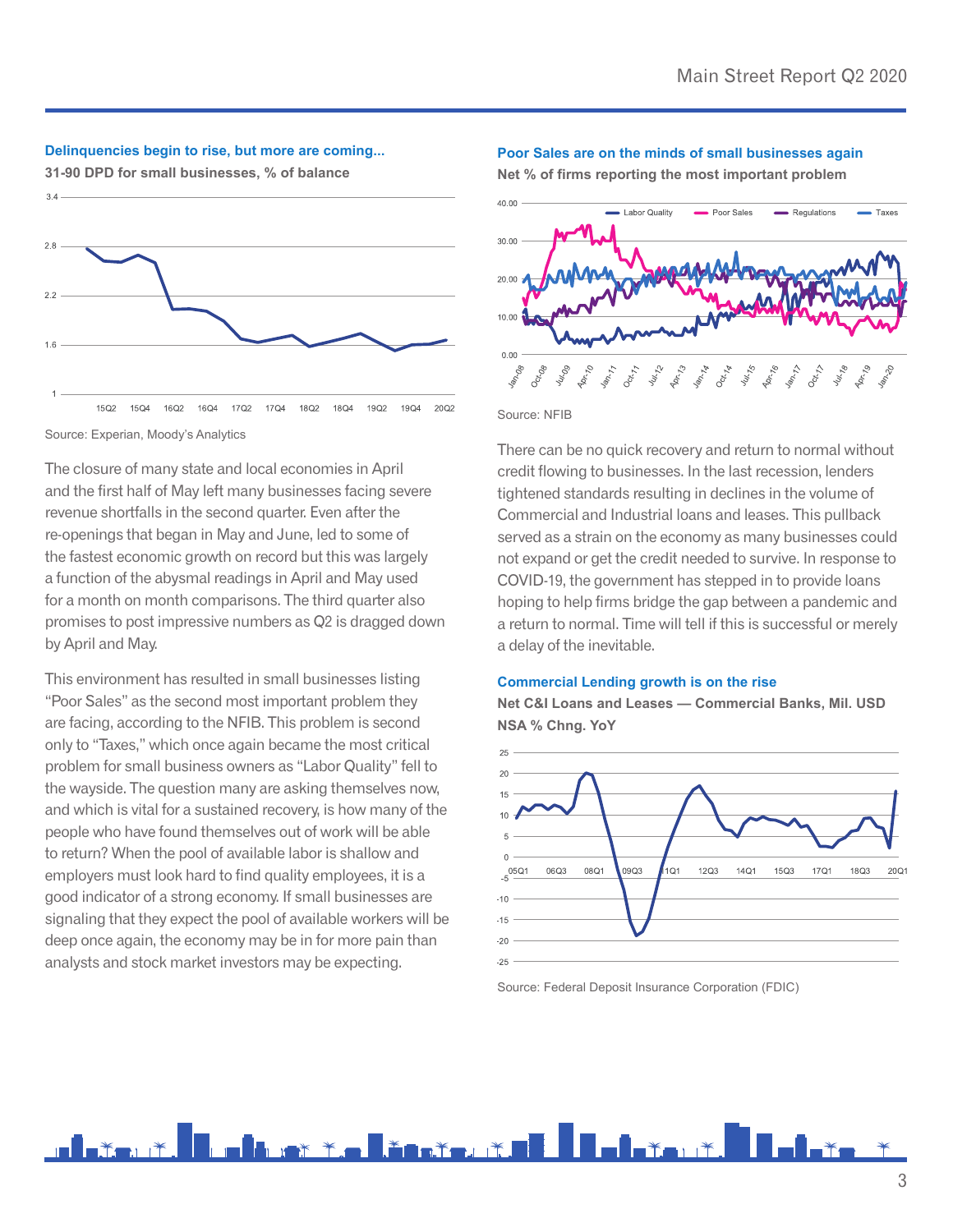**Delinquencies begin to rise, but more are coming...**

**31-90 DPD for small businesses, % of balance**

Source: Experian, Moody's Analytics

The closure of many state and local economies in April and the first half of May left many businesses facing severe revenue shortfalls in the second quarter. Even after the re-openings that began in May and June, led to some of the fastest economic growth on record but this was largely a function of the abysmal readings in April and May used for a month on month comparisons. The third quarter also promises to post impressive numbers as Q2 is dragged down by April and May.

This environment has resulted in small businesses listing "Poor Sales" as the second most important problem they are facing, according to the NFIB. This problem is second only to "Taxes," which once again became the most critical problem for small business owners as "Labor Quality" fell to the wayside. The question many are asking themselves now, and which is vital for a sustained recovery, is how many of the people who have found themselves out of work will be able to return? When the pool of available labor is shallow and employers must look hard to find quality employees, it is a good indicator of a strong economy. If small businesses are signaling that they expect the pool of available workers will be deep once again, the economy may be in for more pain than analysts and stock market investors may be expecting.

**Poor Sales are on the minds of small businesses again**

**Net % of firms reporting the most important problem**

Source: NFIB

There can be no quick recovery and return to normal without credit flowing to businesses. In the last recession, lenders tightened standards resulting in declines in the volume of Commercial and Industrial loans and leases. This pullback served as a strain on the economy as many businesses could not expand or get the credit needed to survive. In response to COVID-19, the government has stepped in to provide loans hoping to help firms bridge the gap between a pandemic and a return to normal. Time will tell if this is successful or merely a delay of the inevitable.

**Commercial Lending growth is on the rise**

**Net C&I Loans and Leases — Commercial Banks, Mil. USD NSA % Chng. YoY**

Source: Federal Deposit Insurance Corporation (FDIC)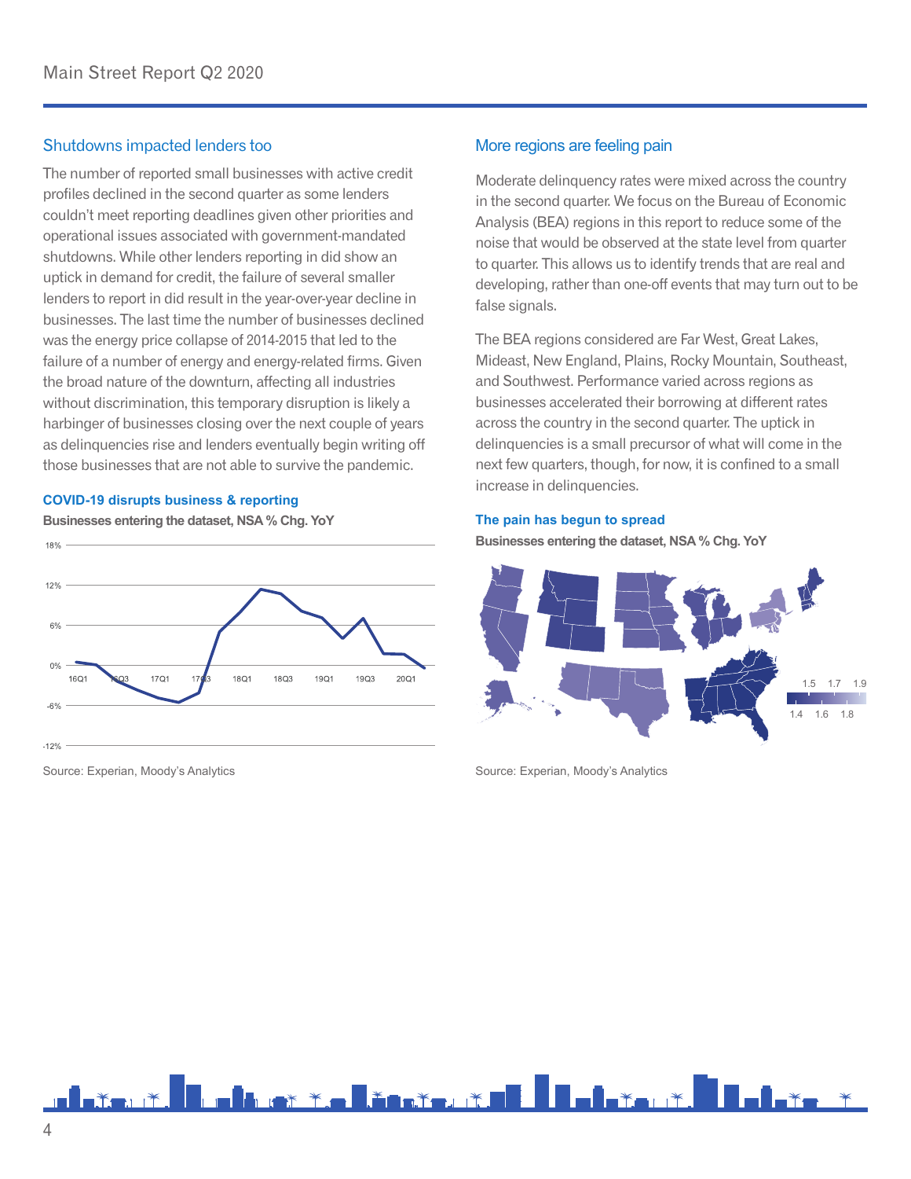## Shutdowns impacted lenders too

The number of reported small businesses with active credit profiles declined in the second quarter as some lenders couldn't meet reporting deadlines given other priorities and operational issues associated with government-mandated shutdowns. While other lenders reporting in did show an uptick in demand for credit, the failure of several smaller lenders to report in did result in the year-over-year decline in businesses. The last time the number of businesses declined was the energy price collapse of 2014-2015 that led to the failure of a number of energy and energy-related firms. Given the broad nature of the downturn, affecting all industries without discrimination, this temporary disruption is likely a harbinger of businesses closing over the next couple of years as delinquencies rise and lenders eventually begin writing off those businesses that are not able to survive the pandemic.

**COVID-19 disrupts business & reporting**

**Businesses entering the dataset, NSA % Chg. YoY**

Source: Experian, Moody's Analytics

## More regions are feeling pain

Moderate delinquency rates were mixed across the country in the second quarter. We focus on the Bureau of Economic Analysis (BEA) regions in this report to reduce some of the noise that would be observed at the state level from quarter to quarter. This allows us to identify trends that are real and developing, rather than one-off events that may turn out to be false signals.

The BEA regions considered are Far West, Great Lakes, Mideast, New England, Plains, Rocky Mountain, Southeast, and Southwest. Performance varied across regions as businesses accelerated their borrowing at different rates across the country in the second quarter. The uptick in delinquencies is a small precursor of what will come in the next few quarters, though, for now, it is confined to a small increase in delinquencies.

**The pain has begun to spread**

**Businesses entering the dataset, NSA % Chg. YoY**

Source: Experian, Moody's Analytics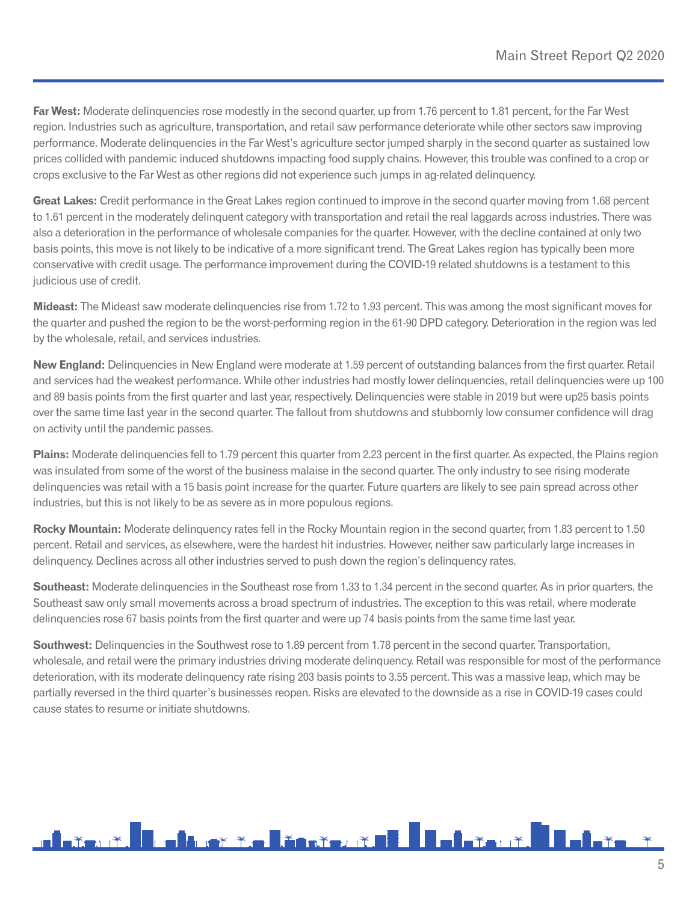**Far West:** Moderate delinquencies rose modestly in the second quarter, up from 1.76 percent to 1.81 percent, for the Far West region. Industries such as agriculture, transportation, and retail saw performance deteriorate while other sectors saw improving performance. Moderate delinquencies in the Far West's agriculture sector jumped sharply in the second quarter as sustained low prices collided with pandemic induced shutdowns impacting food supply chains. However, this trouble was confined to a crop or crops exclusive to the Far West as other regions did not experience such jumps in ag-related delinquency.

**Great Lakes:** Credit performance in the Great Lakes region continued to improve in the second quarter moving from 1.68 percent to 1.61 percent in the moderately delinquent category with transportation and retail the real laggards across industries. There was also a deterioration in the performance of wholesale companies for the quarter. However, with the decline contained at only two basis points, this move is not likely to be indicative of a more significant trend. The Great Lakes region has typically been more conservative with credit usage. The performance improvement during the COVID-19 related shutdowns is a testament to this judicious use of credit.

**Mideast:** The Mideast saw moderate delinquencies rise from 1.72 to 1.93 percent. This was among the most significant moves for the quarter and pushed the region to be the worst-performing region in the 61-90 DPD category. Deterioration in the region was led by the wholesale, retail, and services industries.

**New England:** Delinquencies in New England were moderate at 1.59 percent of outstanding balances from the first quarter. Retail and services had the weakest performance. While other industries had mostly lower delinquencies, retail delinquencies were up 100 and 89 basis points from the first quarter and last year, respectively. Delinquencies were stable in 2019 but were up25 basis points over the same time last year in the second quarter. The fallout from shutdowns and stubbornly low consumer confidence will drag on activity until the pandemic passes.

**Plains:** Moderate delinquencies fell to 1.79 percent this quarter from 2.23 percent in the first quarter. As expected, the Plains region was insulated from some of the worst of the business malaise in the second quarter. The only industry to see rising moderate delinquencies was retail with a 15 basis point increase for the quarter. Future quarters are likely to see pain spread across other industries, but this is not likely to be as severe as in more populous regions.

**Rocky Mountain:** Moderate delinquency rates fell in the Rocky Mountain region in the second quarter, from 1.83 percent to 1.50 percent. Retail and services, as elsewhere, were the hardest hit industries. However, neither saw particularly large increases in delinquency. Declines across all other industries served to push down the region's delinquency rates.

**Southeast:** Moderate delinquencies in the Southeast rose from 1.33 to 1.34 percent in the second quarter. As in prior quarters, the Southeast saw only small movements across a broad spectrum of industries. The exception to this was retail, where moderate delinquencies rose 67 basis points from the first quarter and were up 74 basis points from the same time last year.

**Southwest:** Delinquencies in the Southwest rose to 1.89 percent from 1.78 percent in the second quarter. Transportation, wholesale, and retail were the primary industries driving moderate delinquency. Retail was responsible for most of the performance deterioration, with its moderate delinquency rate rising 203 basis points to 3.55 percent. This was a massive leap, which may be partially reversed in the third quarter's businesses reopen. Risks are elevated to the downside as a rise in COVID-19 cases could cause states to resume or initiate shutdowns.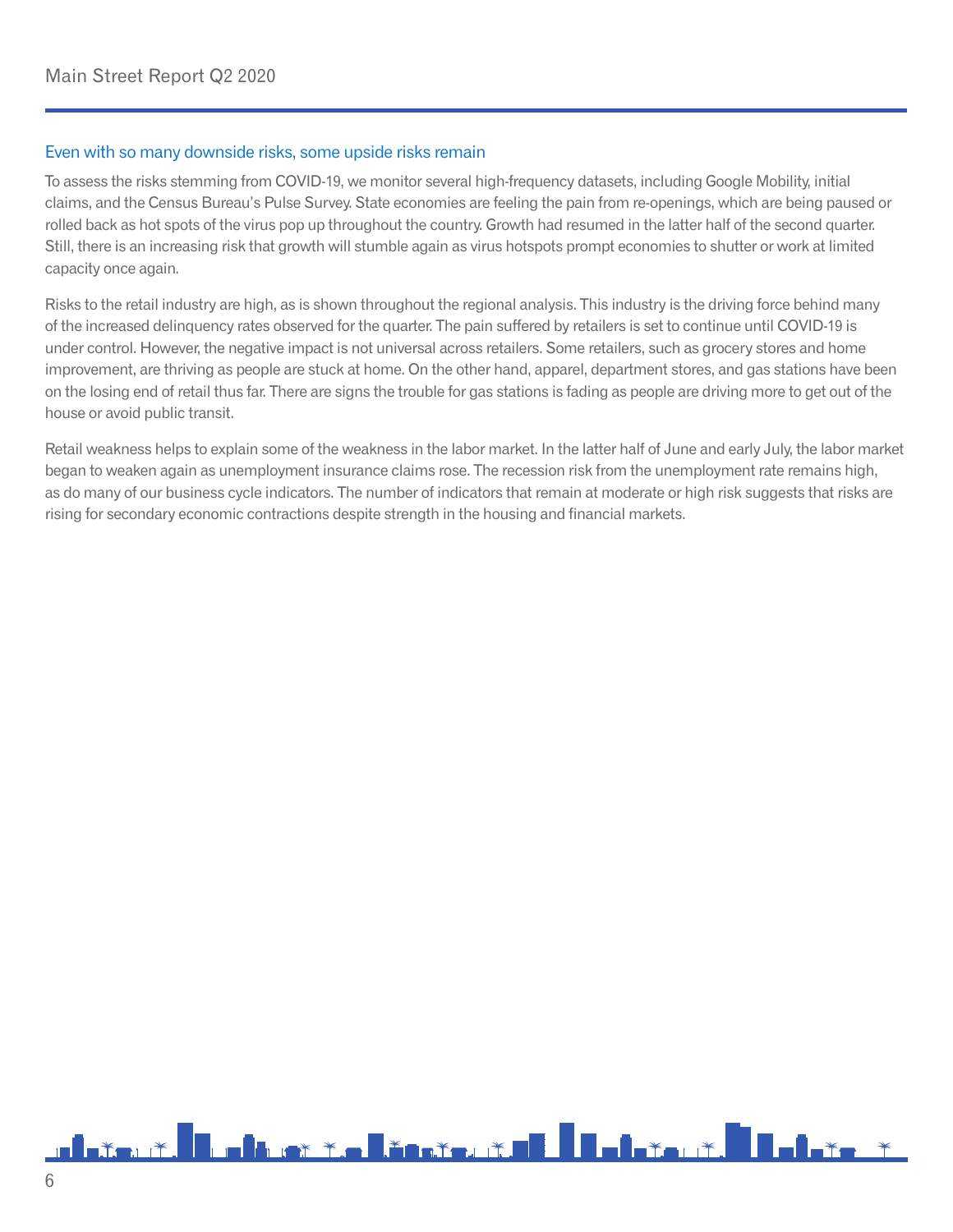## Even with so many downside risks, some upside risks remain

To assess the risks stemming from COVID-19, we monitor several high-frequency datasets, including Google Mobility, initial claims, and the Census Bureau's Pulse Survey. State economies are feeling the pain from re-openings, which are being paused or rolled back as hot spots of the virus pop up throughout the country. Growth had resumed in the latter half of the second quarter. Still, there is an increasing risk that growth will stumble again as virus hotspots prompt economies to shutter or work at limited capacity once again.

Risks to the retail industry are high, as is shown throughout the regional analysis. This industry is the driving force behind many of the increased delinquency rates observed for the quarter. The pain suffered by retailers is set to continue until COVID-19 is under control. However, the negative impact is not universal across retailers. Some retailers, such as grocery stores and home improvement, are thriving as people are stuck at home. On the other hand, apparel, department stores, and gas stations have been on the losing end of retail thus far. There are signs the trouble for gas stations is fading as people are driving more to get out of the house or avoid public transit.

Retail weakness helps to explain some of the weakness in the labor market. In the latter half of June and early July, the labor market began to weaken again as unemployment insurance claims rose. The recession risk from the unemployment rate remains high, as do many of our business cycle indicators. The number of indicators that remain at moderate or high risk suggests that risks are rising for secondary economic contractions despite strength in the housing and financial markets.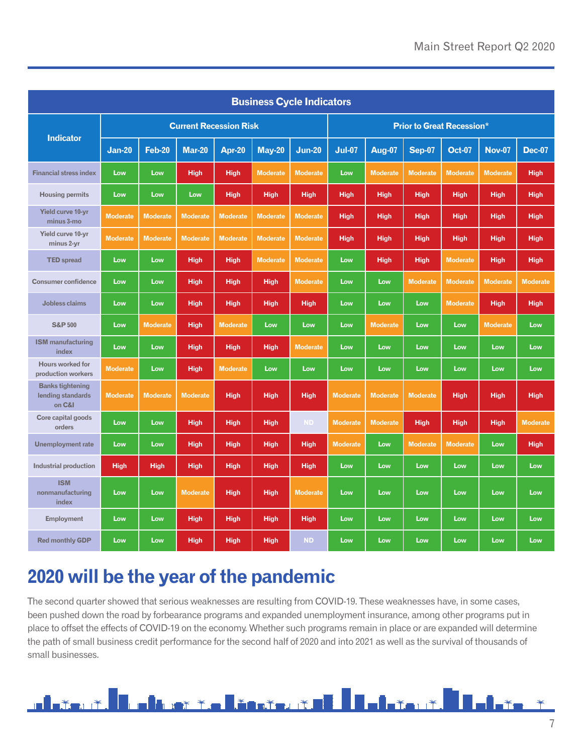| Business Cycle Indicators | | | | | | | | | | | | |
|---|---|---|---|---|---|---|---|---|---|---|---|---|
| Indicator | Current Recession Risk | | | | | | Prior to Great Recession* | | | | | |
| | Jan-20 | Feb-20 | Mar-20 | Apr-20 | May-20 | Jun-20 | Jul-07 | Aug-07 | Sep-07 | Oct-07 | Nov-07 | Dec-07 |
| Financial stress index | Low | Low | High | High | Moderate | Moderate | Low | Moderate | Moderate | Moderate | Moderate | High |
| Housing permits | Low | Low | Low | High | High | High | High | High | High | High | High | High |
| Yield curve 10-yr minus 3-mo | Moderate | Moderate | Moderate | Moderate | Moderate | Moderate | High | High | High | High | High | High |
| Yield curve 10-yr minus 2-yr | Moderate | Moderate | Moderate | Moderate | Moderate | Moderate | High | High | High | High | High | High |
| TED spread | Low | Low | High | High | Moderate | Moderate | Low | High | High | Moderate | High | High |
| Consumer confidence | Low | Low | High | High | High | Moderate | Low | Low | Moderate | Moderate | Moderate | Moderate |
| Jobless claims | Low | Low | High | High | High | High | Low | Low | Low | Moderate | High | High |
| S&P 500 | Low | Moderate | High | Moderate | Low | Low | Low | Moderate | Low | Low | Moderate | Low |
| ISM manufacturing index | Low | Low | High | High | High | Moderate | Low | Low | Low | Low | Low | Low |
| Hours worked for production workers | Moderate | Low | High | Moderate | Low | Low | Low | Low | Low | Low | Low | Low |
| Banks tightening lending standards on C&I | Moderate | Moderate | Moderate | High | High | High | Moderate | Moderate | Moderate | High | High | High |
| Core capital goods orders | Low | Low | High | High | High | ND | Moderate | Moderate | High | High | High | Moderate |
| Unemployment rate | Low | Low | High | High | High | High | Moderate | Low | Moderate | Moderate | Low | High |
| Industrial production | High | High | High | High | High | High | Low | Low | Low | Low | Low | Low |
| ISM nonmanufacturing index | Low | Low | Moderate | High | High | Moderate | Low | Low | Low | Low | Low | Low |
| Employment | Low | Low | High | High | High | High | Low | Low | Low | Low | Low | Low |
| Red monthly GDP | Low | Low | High | High | High | ND | Low | Low | Low | Low | Low | Low |

# 2020 will be the year of the pandemic

The second quarter showed that serious weaknesses are resulting from COVID-19. These weaknesses have, in some cases, been pushed down the road by forbearance programs and expanded unemployment insurance, among other programs put in place to offset the effects of COVID-19 on the economy. Whether such programs remain in place or are expanded will determine the path of small business credit performance for the second half of 2020 and into 2021 as well as the survival of thousands of small businesses.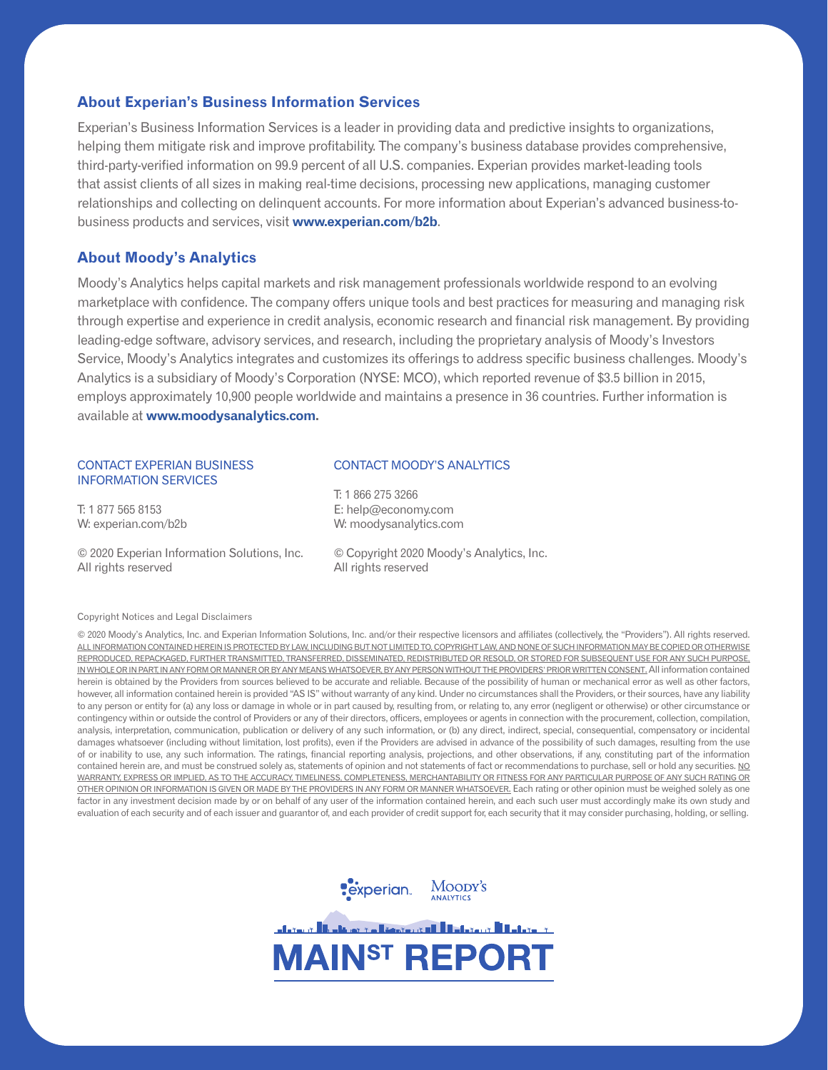## About Experian's Business Information Services

Experian's Business Information Services is a leader in providing data and predictive insights to organizations, helping them mitigate risk and improve profitability. The company's business database provides comprehensive, third-party-verified information on 99.9 percent of all U.S. companies. Experian provides market-leading tools that assist clients of all sizes in making real-time decisions, processing new applications, managing customer relationships and collecting on delinquent accounts. For more information about Experian's advanced business-to-business products and services, visit **www.experian.com/b2b**.

## About Moody's Analytics

Moody's Analytics helps capital markets and risk management professionals worldwide respond to an evolving marketplace with confidence. The company offers unique tools and best practices for measuring and managing risk through expertise and experience in credit analysis, economic research and financial risk management. By providing leading-edge software, advisory services, and research, including the proprietary analysis of Moody's Investors Service, Moody's Analytics integrates and customizes its offerings to address specific business challenges. Moody's Analytics is a subsidiary of Moody's Corporation (NYSE: MCO), which reported revenue of $3.5 billion in 2015, employs approximately 10,900 people worldwide and maintains a presence in 36 countries. Further information is available at **www.moodysanalytics.com.**

CONTACT EXPERIAN BUSINESS INFORMATION SERVICES

T: 1 877 565 8153
W: experian.com/b2b

© 2020 Experian Information Solutions, Inc.
All rights reserved

CONTACT MOODY'S ANALYTICS

T: 1 866 275 3266
E: help@economy.com
W: moodysanalytics.com

© Copyright 2020 Moody's Analytics, Inc.
All rights reserved

Copyright Notices and Legal Disclaimers

© 2020 Moody's Analytics, Inc. and Experian Information Solutions, Inc. and/or their respective licensors and affiliates (collectively, the "Providers"). All rights reserved. ALL INFORMATION CONTAINED HEREIN IS PROTECTED BY LAW, INCLUDING BUT NOT LIMITED TO, COPYRIGHT LAW, AND NONE OF SUCH INFORMATION MAY BE COPIED OR OTHERWISE REPRODUCED, REPACKAGED, FURTHER TRANSMITTED, TRANSFERRED, DISSEMINATED, REDISTRIBUTED OR RESOLD, OR STORED FOR SUBSEQUENT USE FOR ANY SUCH PURPOSE, IN WHOLE OR IN PART, IN ANY FORM OR MANNER OR BY ANY MEANS WHATSOEVER, BY ANY PERSON WITHOUT THE PROVIDERS' PRIOR WRITTEN CONSENT. All information contained herein is obtained by the Providers from sources believed to be accurate and reliable. Because of the possibility of human or mechanical error as well as other factors, however, all information contained herein is provided "AS IS" without warranty of any kind. Under no circumstances shall the Providers, or their sources, have any liability to any person or entity for (a) any loss or damage in whole or in part caused by, resulting from, or relating to, any error (negligent or otherwise) or other circumstance or contingency within or outside the control of Providers or any of their directors, officers, employees or agents in connection with the procurement, collection, compilation, analysis, interpretation, communication, publication or delivery of any such information, or (b) any direct, indirect, special, consequential, compensatory or incidental damages whatsoever (including without limitation, lost profits), even if the Providers are advised in advance of the possibility of such damages, resulting from the use of or inability to use, any such information. The ratings, financial reporting analysis, projections, and other observations, if any, constituting part of the information contained herein are, and must be construed solely as, statements of opinion and not statements of fact or recommendations to purchase, sell or hold any securities. NO WARRANTY, EXPRESS OR IMPLIED, AS TO THE ACCURACY, TIMELINESS, COMPLETENESS, MERCHANTABILITY OR FITNESS FOR ANY PARTICULAR PURPOSE OF ANY SUCH RATING OR OTHER OPINION OR INFORMATION IS GIVEN OR MADE BY THE PROVIDERS IN ANY FORM OR MANNER WHATSOEVER. Each rating or other opinion must be weighed solely as one factor in any investment decision made by or on behalf of any user of the information contained herein, and each such user must accordingly make its own study and evaluation of each security and of each issuer and guarantor of, and each provider of credit support for, each security that it may consider purchasing, holding, or selling.

experian. MOODY'S ANALYTICS

MAIN ST REPORT